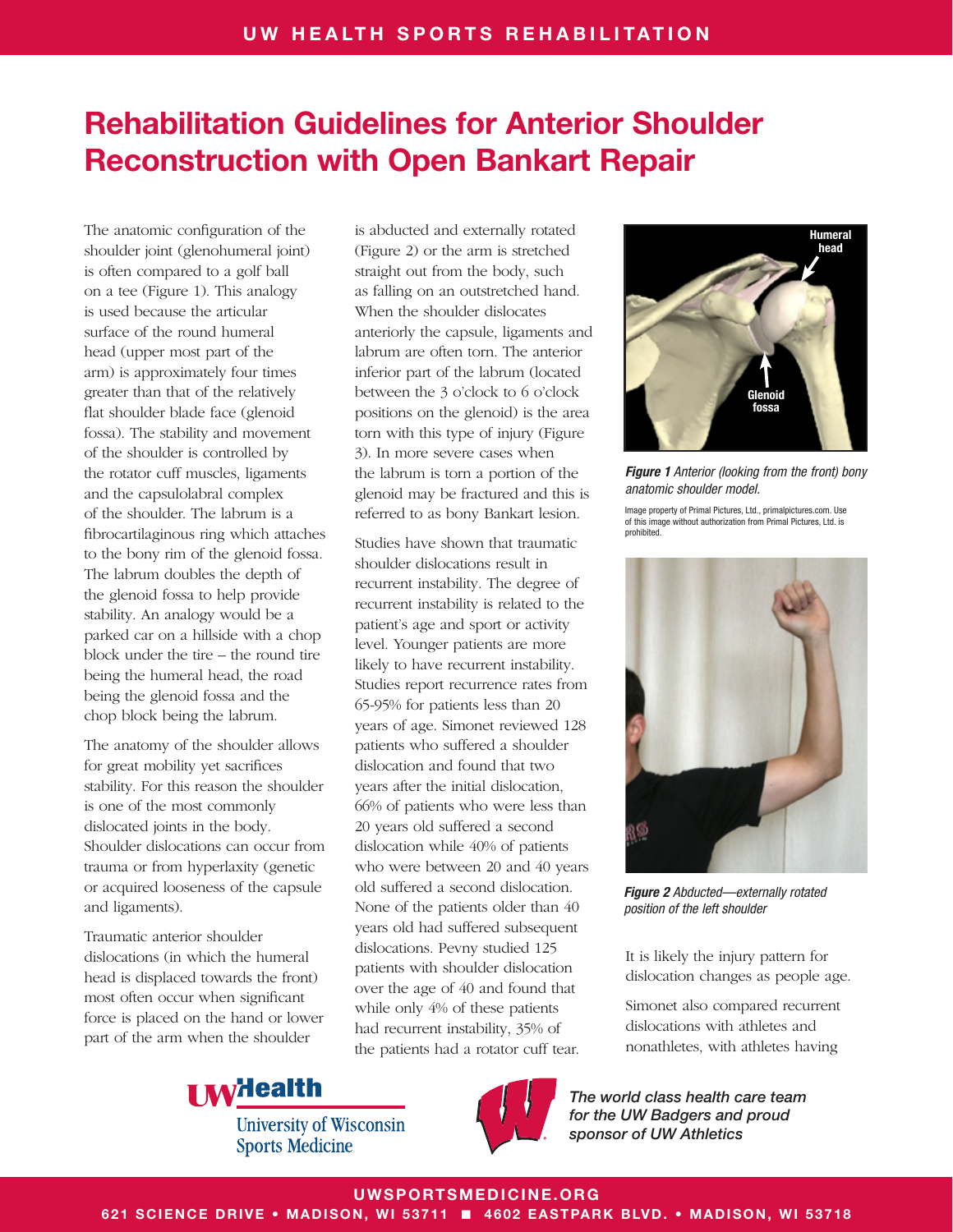# Rehabilitation Guidelines for Anterior Shoulder Reconstruction with Open Bankart Repair

The anatomic configuration of the shoulder joint (glenohumeral joint) is often compared to a golf ball on a tee (Figure 1). This analogy is used because the articular surface of the round humeral head (upper most part of the arm) is approximately four times greater than that of the relatively flat shoulder blade face (glenoid fossa). The stability and movement of the shoulder is controlled by the rotator cuff muscles, ligaments and the capsulolabral complex of the shoulder. The labrum is a fibrocartilaginous ring which attaches to the bony rim of the glenoid fossa. The labrum doubles the depth of the glenoid fossa to help provide stability. An analogy would be a parked car on a hillside with a chop block under the tire – the round tire being the humeral head, the road being the glenoid fossa and the chop block being the labrum.

The anatomy of the shoulder allows for great mobility yet sacrifices stability. For this reason the shoulder is one of the most commonly dislocated joints in the body. Shoulder dislocations can occur from trauma or from hyperlaxity (genetic or acquired looseness of the capsule and ligaments).

Traumatic anterior shoulder dislocations (in which the humeral head is displaced towards the front) most often occur when significant force is placed on the hand or lower part of the arm when the shoulder is abducted and externally rotated (Figure 2) or the arm is stretched straight out from the body, such as falling on an outstretched hand. When the shoulder dislocates anteriorly the capsule, ligaments and labrum are often torn. The anterior inferior part of the labrum (located between the 3 o'clock to 6 o'clock positions on the glenoid) is the area torn with this type of injury (Figure 3). In more severe cases when the labrum is torn a portion of the glenoid may be fractured and this is referred to as bony Bankart lesion.

Studies have shown that traumatic shoulder dislocations result in recurrent instability. The degree of recurrent instability is related to the patient's age and sport or activity level. Younger patients are more likely to have recurrent instability. Studies report recurrence rates from 65-95% for patients less than 20 years of age. Simonet reviewed 128 patients who suffered a shoulder dislocation and found that two years after the initial dislocation, 66% of patients who were less than 20 years old suffered a second dislocation while 40% of patients who were between 20 and 40 years old suffered a second dislocation. None of the patients older than 40 years old had suffered subsequent dislocations. Pevny studied 125 patients with shoulder dislocation over the age of 40 and found that while only 4% of these patients had recurrent instability, 35% of the patients had a rotator cuff tear.

Humeral head

Glenoid fossa

***Figure 1*** *Anterior (looking from the front) bony anatomic shoulder model.*

Image property of Primal Pictures, Ltd., primalpictures.com. Use of this image without authorization from Primal Pictures, Ltd. is prohibited.

***Figure 2*** *Abducted—externally rotated position of the left shoulder*

It is likely the injury pattern for dislocation changes as people age.

Simonet also compared recurrent dislocations with athletes and nonathletes, with athletes having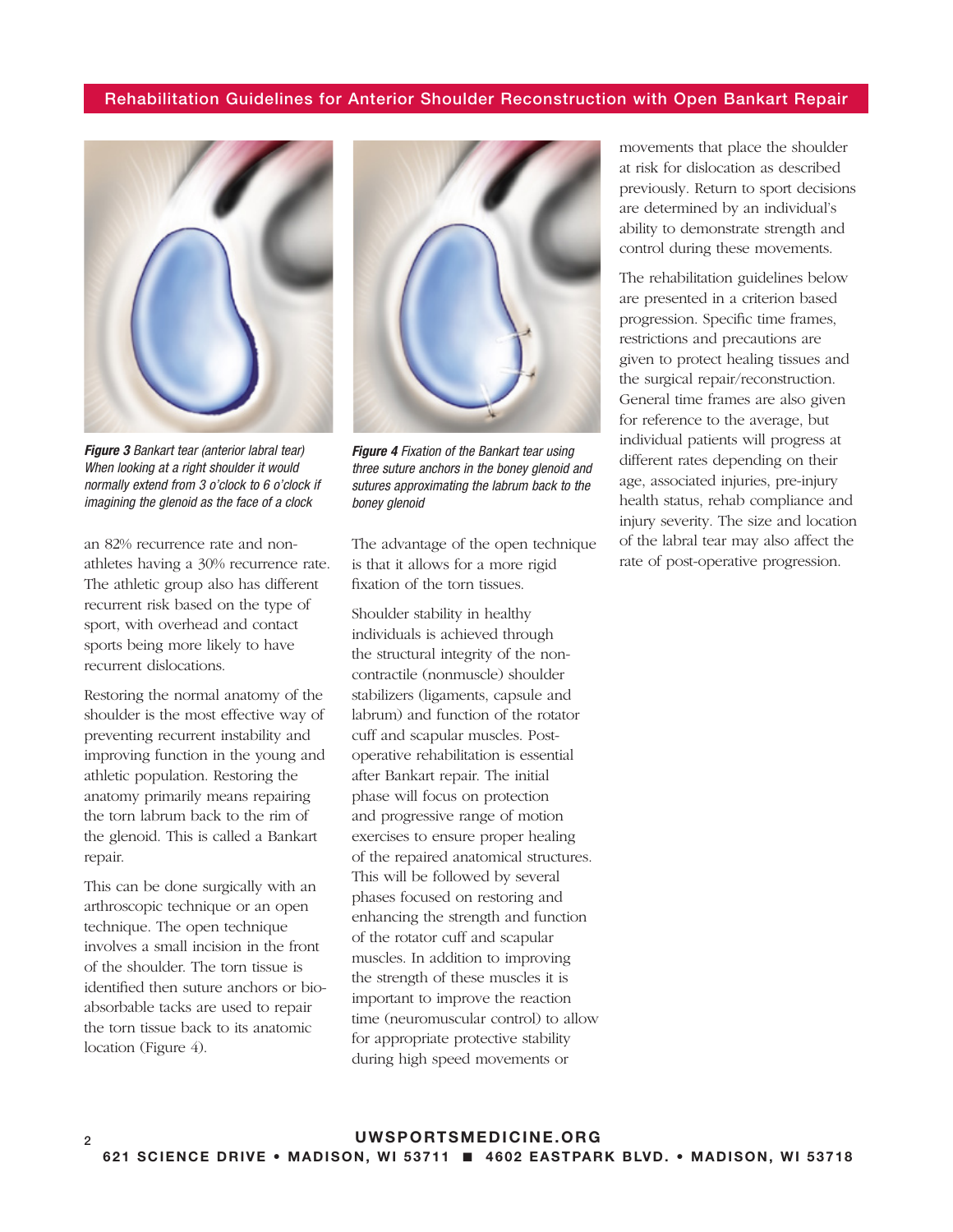***Figure 3*** *Bankart tear (anterior labral tear) When looking at a right shoulder it would normally extend from 3 o'clock to 6 o'clock if imagining the glenoid as the face of a clock*

***Figure 4*** *Fixation of the Bankart tear using three suture anchors in the boney glenoid and sutures approximating the labrum back to the boney glenoid*

an 82% recurrence rate and non-athletes having a 30% recurrence rate. The athletic group also has different recurrent risk based on the type of sport, with overhead and contact sports being more likely to have recurrent dislocations.

Restoring the normal anatomy of the shoulder is the most effective way of preventing recurrent instability and improving function in the young and athletic population. Restoring the anatomy primarily means repairing the torn labrum back to the rim of the glenoid. This is called a Bankart repair.

This can be done surgically with an arthroscopic technique or an open technique. The open technique involves a small incision in the front of the shoulder. The torn tissue is identified then suture anchors or bio-absorbable tacks are used to repair the torn tissue back to its anatomic location (Figure 4).

The advantage of the open technique is that it allows for a more rigid fixation of the torn tissues.

Shoulder stability in healthy individuals is achieved through the structural integrity of the non-contractile (nonmuscle) shoulder stabilizers (ligaments, capsule and labrum) and function of the rotator cuff and scapular muscles. Post-operative rehabilitation is essential after Bankart repair. The initial phase will focus on protection and progressive range of motion exercises to ensure proper healing of the repaired anatomical structures. This will be followed by several phases focused on restoring and enhancing the strength and function of the rotator cuff and scapular muscles. In addition to improving the strength of these muscles it is important to improve the reaction time (neuromuscular control) to allow for appropriate protective stability during high speed movements or movements that place the shoulder at risk for dislocation as described previously. Return to sport decisions are determined by an individual's ability to demonstrate strength and control during these movements.

The rehabilitation guidelines below are presented in a criterion based progression. Specific time frames, restrictions and precautions are given to protect healing tissues and the surgical repair/reconstruction. General time frames are also given for reference to the average, but individual patients will progress at different rates depending on their age, associated injuries, pre-injury health status, rehab compliance and injury severity. The size and location of the labral tear may also affect the rate of post-operative progression.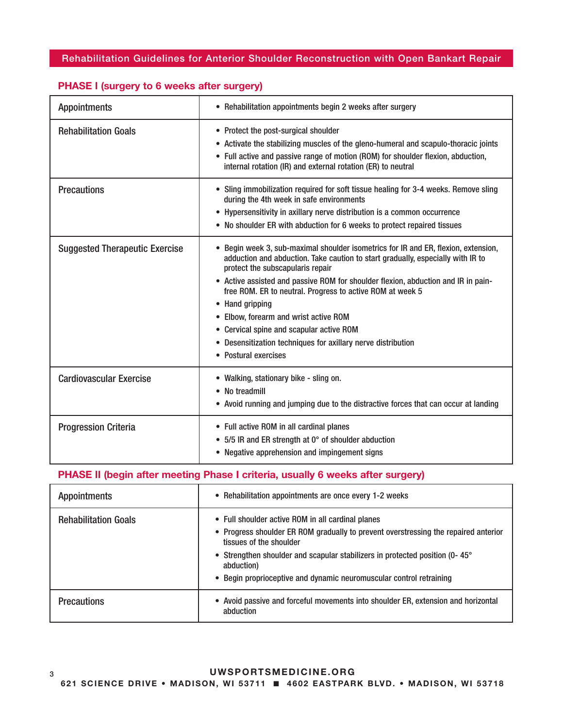## Rehabilitation Guidelines for Anterior Shoulder Reconstruction with Open Bankart Repair

### PHASE I (surgery to 6 weeks after surgery)

| | |
|---|---|
| Appointments | • Rehabilitation appointments begin 2 weeks after surgery |
| Rehabilitation Goals | • Protect the post-surgical shoulder<br>• Activate the stabilizing muscles of the gleno-humeral and scapulo-thoracic joints<br>• Full active and passive range of motion (ROM) for shoulder flexion, abduction, internal rotation (IR) and external rotation (ER) to neutral |
| Precautions | • Sling immobilization required for soft tissue healing for 3-4 weeks. Remove sling during the 4th week in safe environments<br>• Hypersensitivity in axillary nerve distribution is a common occurrence<br>• No shoulder ER with abduction for 6 weeks to protect repaired tissues |
| Suggested Therapeutic Exercise | • Begin week 3, sub-maximal shoulder isometrics for IR and ER, flexion, extension, adduction and abduction. Take caution to start gradually, especially with IR to protect the subscapularis repair<br>• Active assisted and passive ROM for shoulder flexion, abduction and IR in pain-free ROM. ER to neutral. Progress to active ROM at week 5<br>• Hand gripping<br>• Elbow, forearm and wrist active ROM<br>• Cervical spine and scapular active ROM<br>• Desensitization techniques for axillary nerve distribution<br>• Postural exercises |
| Cardiovascular Exercise | • Walking, stationary bike - sling on.<br>• No treadmill<br>• Avoid running and jumping due to the distractive forces that can occur at landing |
| Progression Criteria | • Full active ROM in all cardinal planes<br>• 5/5 IR and ER strength at 0° of shoulder abduction<br>• Negative apprehension and impingement signs |

### PHASE II (begin after meeting Phase I criteria, usually 6 weeks after surgery)

| | |
|---|---|
| Appointments | • Rehabilitation appointments are once every 1-2 weeks |
| Rehabilitation Goals | • Full shoulder active ROM in all cardinal planes<br>• Progress shoulder ER ROM gradually to prevent overstressing the repaired anterior tissues of the shoulder<br>• Strengthen shoulder and scapular stabilizers in protected position (0- 45° abduction)<br>• Begin proprioceptive and dynamic neuromuscular control retraining |
| Precautions | • Avoid passive and forceful movements into shoulder ER, extension and horizontal abduction |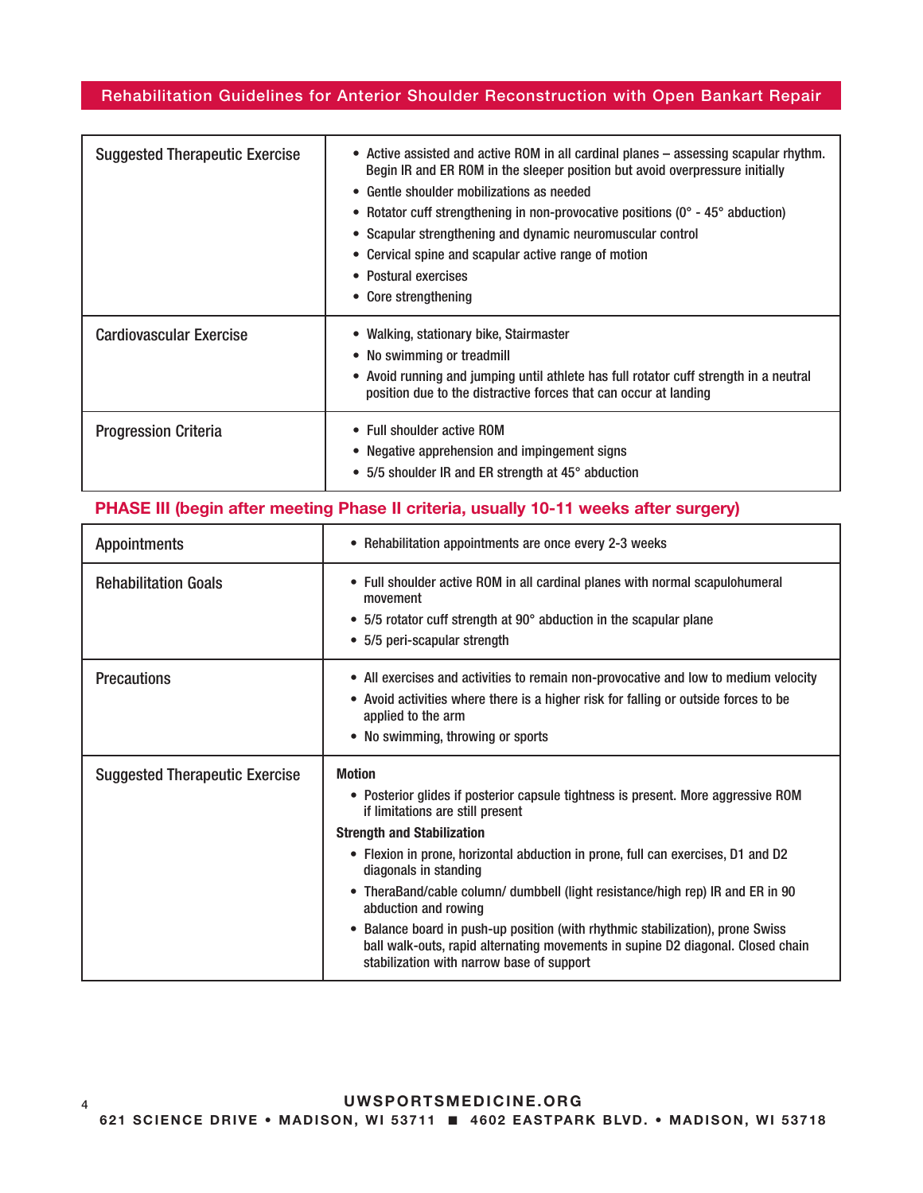| | |
|---|---|
| Suggested Therapeutic Exercise | • Active assisted and active ROM in all cardinal planes – assessing scapular rhythm. Begin IR and ER ROM in the sleeper position but avoid overpressure initially<br>• Gentle shoulder mobilizations as needed<br>• Rotator cuff strengthening in non-provocative positions (0° - 45° abduction)<br>• Scapular strengthening and dynamic neuromuscular control<br>• Cervical spine and scapular active range of motion<br>• Postural exercises<br>• Core strengthening |
| Cardiovascular Exercise | • Walking, stationary bike, Stairmaster<br>• No swimming or treadmill<br>• Avoid running and jumping until athlete has full rotator cuff strength in a neutral position due to the distractive forces that can occur at landing |
| Progression Criteria | • Full shoulder active ROM<br>• Negative apprehension and impingement signs<br>• 5/5 shoulder IR and ER strength at 45° abduction |

## PHASE III (begin after meeting Phase II criteria, usually 10-11 weeks after surgery)

| | |
|---|---|
| Appointments | • Rehabilitation appointments are once every 2-3 weeks |
| Rehabilitation Goals | • Full shoulder active ROM in all cardinal planes with normal scapulohumeral movement<br>• 5/5 rotator cuff strength at 90° abduction in the scapular plane<br>• 5/5 peri-scapular strength |
| Precautions | • All exercises and activities to remain non-provocative and low to medium velocity<br>• Avoid activities where there is a higher risk for falling or outside forces to be applied to the arm<br>• No swimming, throwing or sports |
| Suggested Therapeutic Exercise | **Motion**<br>• Posterior glides if posterior capsule tightness is present. More aggressive ROM if limitations are still present<br>**Strength and Stabilization**<br>• Flexion in prone, horizontal abduction in prone, full can exercises, D1 and D2 diagonals in standing<br>• TheraBand/cable column/ dumbbell (light resistance/high rep) IR and ER in 90 abduction and rowing<br>• Balance board in push-up position (with rhythmic stabilization), prone Swiss ball walk-outs, rapid alternating movements in supine D2 diagonal. Closed chain stabilization with narrow base of support |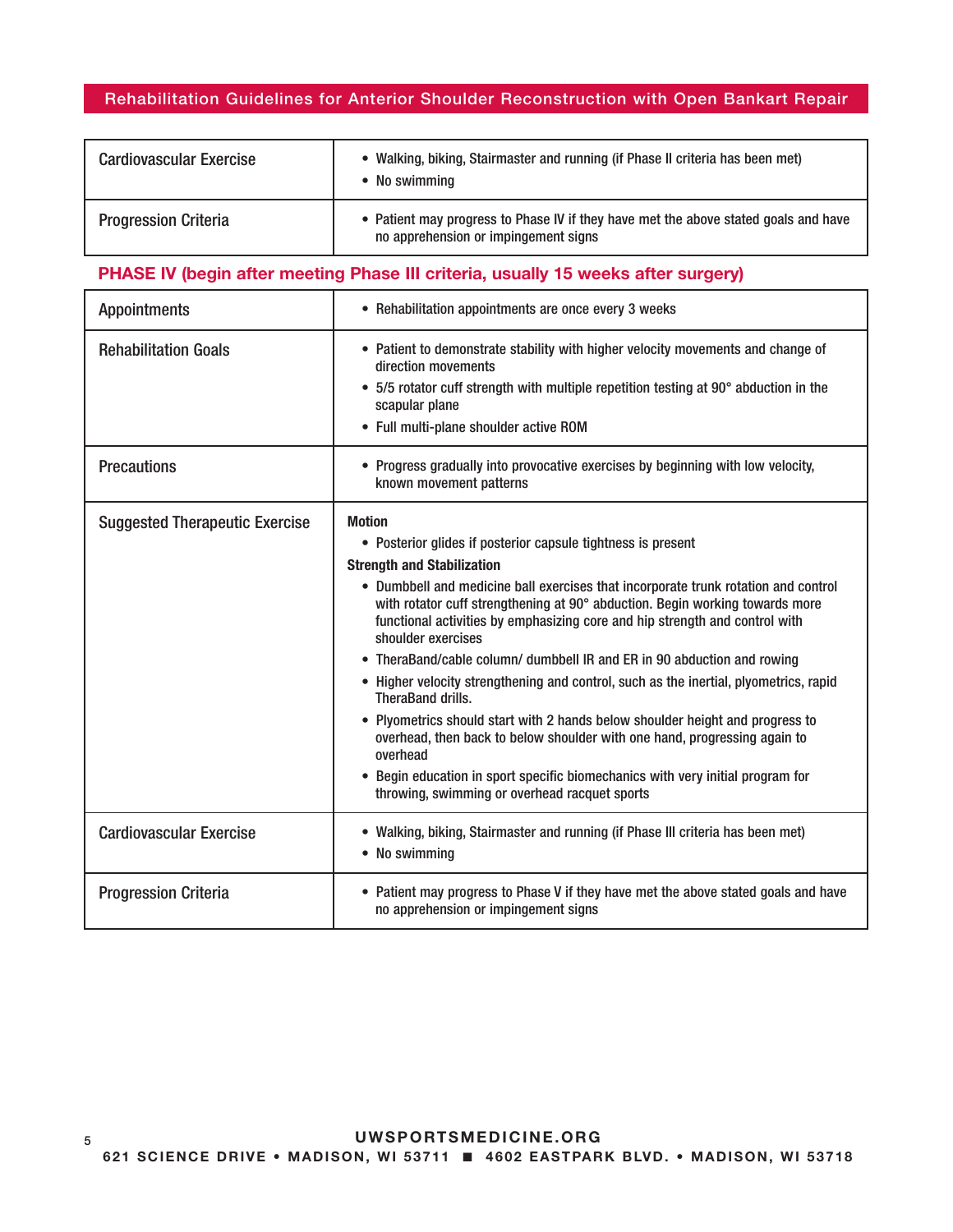| | |
|---|---|
| Cardiovascular Exercise | • Walking, biking, Stairmaster and running (if Phase II criteria has been met)<br>• No swimming |
| Progression Criteria | • Patient may progress to Phase IV if they have met the above stated goals and have no apprehension or impingement signs |

## PHASE IV (begin after meeting Phase III criteria, usually 15 weeks after surgery)

| | |
|---|---|
| Appointments | • Rehabilitation appointments are once every 3 weeks |
| Rehabilitation Goals | • Patient to demonstrate stability with higher velocity movements and change of direction movements<br>• 5/5 rotator cuff strength with multiple repetition testing at 90° abduction in the scapular plane<br>• Full multi-plane shoulder active ROM |
| Precautions | • Progress gradually into provocative exercises by beginning with low velocity, known movement patterns |
| Suggested Therapeutic Exercise | **Motion**<br>• Posterior glides if posterior capsule tightness is present<br>**Strength and Stabilization**<br>• Dumbbell and medicine ball exercises that incorporate trunk rotation and control with rotator cuff strengthening at 90° abduction. Begin working towards more functional activities by emphasizing core and hip strength and control with shoulder exercises<br>• TheraBand/cable column/ dumbbell IR and ER in 90 abduction and rowing<br>• Higher velocity strengthening and control, such as the inertial, plyometrics, rapid TheraBand drills.<br>• Plyometrics should start with 2 hands below shoulder height and progress to overhead, then back to below shoulder with one hand, progressing again to overhead<br>• Begin education in sport specific biomechanics with very initial program for throwing, swimming or overhead racquet sports |
| Cardiovascular Exercise | • Walking, biking, Stairmaster and running (if Phase III criteria has been met)<br>• No swimming |
| Progression Criteria | • Patient may progress to Phase V if they have met the above stated goals and have no apprehension or impingement signs |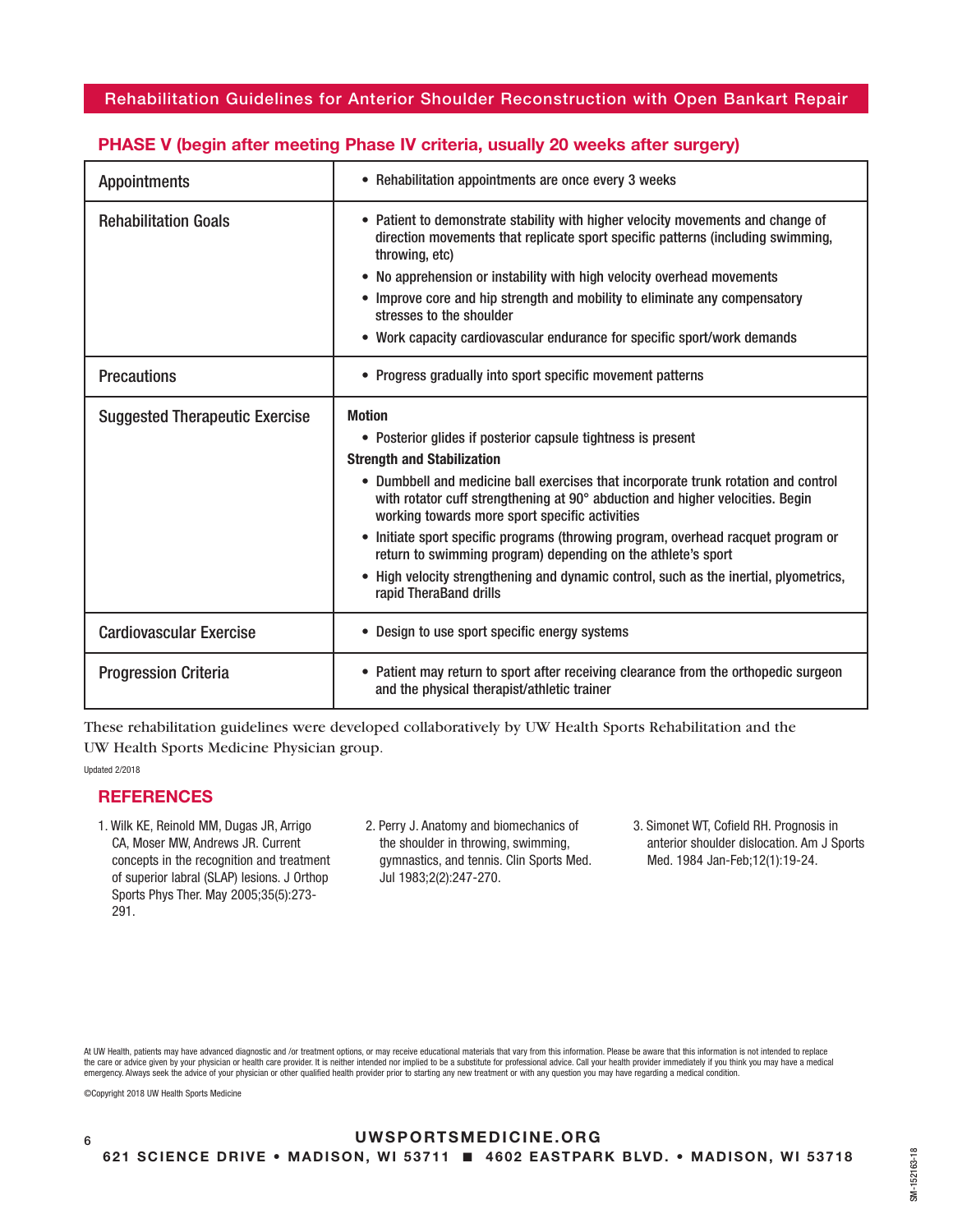## PHASE V (begin after meeting Phase IV criteria, usually 20 weeks after surgery)

| | |
|---|---|
| Appointments | • Rehabilitation appointments are once every 3 weeks |
| Rehabilitation Goals | • Patient to demonstrate stability with higher velocity movements and change of direction movements that replicate sport specific patterns (including swimming, throwing, etc)<br>• No apprehension or instability with high velocity overhead movements<br>• Improve core and hip strength and mobility to eliminate any compensatory stresses to the shoulder<br>• Work capacity cardiovascular endurance for specific sport/work demands |
| Precautions | • Progress gradually into sport specific movement patterns |
| Suggested Therapeutic Exercise | **Motion**<br>• Posterior glides if posterior capsule tightness is present<br>**Strength and Stabilization**<br>• Dumbbell and medicine ball exercises that incorporate trunk rotation and control with rotator cuff strengthening at 90° abduction and higher velocities. Begin working towards more sport specific activities<br>• Initiate sport specific programs (throwing program, overhead racquet program or return to swimming program) depending on the athlete's sport<br>• High velocity strengthening and dynamic control, such as the inertial, plyometrics, rapid TheraBand drills |
| Cardiovascular Exercise | • Design to use sport specific energy systems |
| Progression Criteria | • Patient may return to sport after receiving clearance from the orthopedic surgeon and the physical therapist/athletic trainer |

These rehabilitation guidelines were developed collaboratively by UW Health Sports Rehabilitation and the UW Health Sports Medicine Physician group.

Updated 2/2018

## REFERENCES

1. Wilk KE, Reinold MM, Dugas JR, Arrigo CA, Moser MW, Andrews JR. Current concepts in the recognition and treatment of superior labral (SLAP) lesions. J Orthop Sports Phys Ther. May 2005;35(5):273-291.
2. Perry J. Anatomy and biomechanics of the shoulder in throwing, swimming, gymnastics, and tennis. Clin Sports Med. Jul 1983;2(2):247-270.
3. Simonet WT, Cofield RH. Prognosis in anterior shoulder dislocation. Am J Sports Med. 1984 Jan-Feb;12(1):19-24.

At UW Health, patients may have advanced diagnostic and /or treatment options, or may receive educational materials that vary from this information. Please be aware that this information is not intended to replace the care or advice given by your physician or health care provider. It is neither intended nor implied to be a substitute for professional advice. Call your health provider immediately if you think you may have a medical emergency. Always seek the advice of your physician or other qualified health provider prior to starting any new treatment or with any question you may have regarding a medical condition.

©Copyright 2018 UW Health Sports Medicine

UWSPORTSMEDICINE.ORG

621 SCIENCE DRIVE • MADISON, WI 53711 ■ 4602 EASTPARK BLVD. • MADISON, WI 53718

SM-152163-18